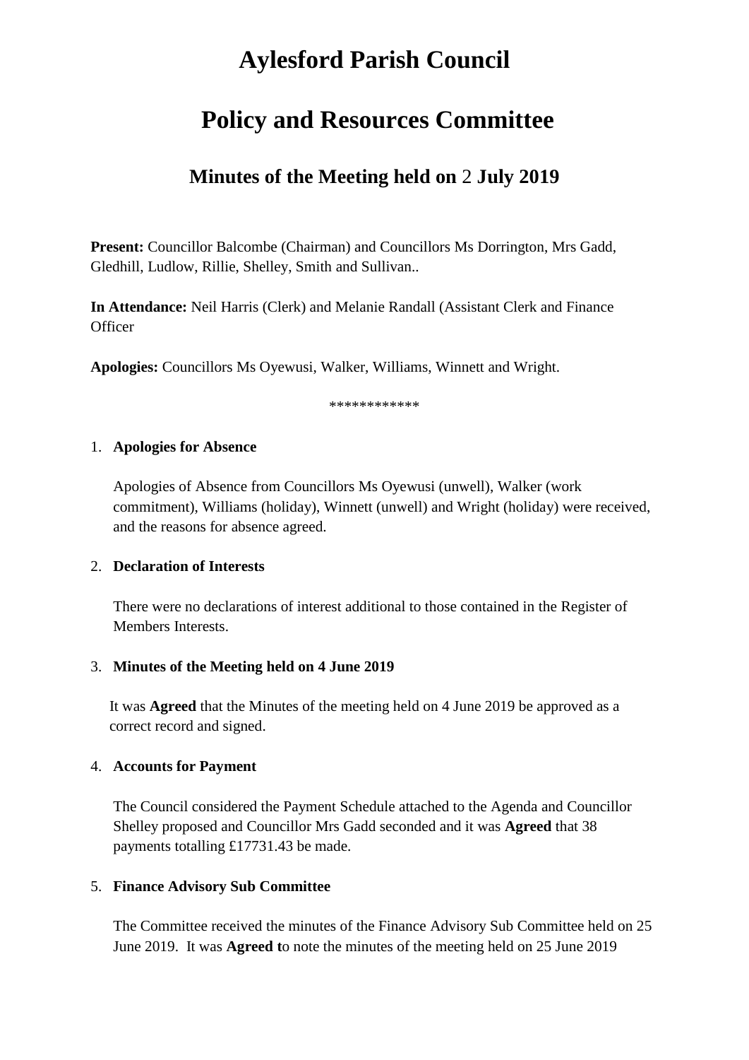# Aylesford Parish Council

# Policy and Resources Committee

## Minutes of the Meeting held on 2 July 2019

**Present:** Councillor Balcombe (Chairman) and Councillors Ms Dorrington, Mrs Gadd, Gledhill, Ludlow, Rillie, Shelley, Smith and Sullivan..

**In Attendance:** Neil Harris (Clerk) and Melanie Randall (Assistant Clerk and Finance Officer

**Apologies:** Councillors Ms Oyewusi, Walker, Williams, Winnett and Wright.

************

1. **Apologies for Absence**

   Apologies of Absence from Councillors Ms Oyewusi (unwell), Walker (work commitment), Williams (holiday), Winnett (unwell) and Wright (holiday) were received, and the reasons for absence agreed.

2. **Declaration of Interests**

   There were no declarations of interest additional to those contained in the Register of Members Interests.

3. **Minutes of the Meeting held on 4 June 2019**

   It was **Agreed** that the Minutes of the meeting held on 4 June 2019 be approved as a correct record and signed.

4. **Accounts for Payment**

   The Council considered the Payment Schedule attached to the Agenda and Councillor Shelley proposed and Councillor Mrs Gadd seconded and it was **Agreed** that 38 payments totalling £17731.43 be made.

5. **Finance Advisory Sub Committee**

   The Committee received the minutes of the Finance Advisory Sub Committee held on 25 June 2019. It was **Agreed t**o note the minutes of the meeting held on 25 June 2019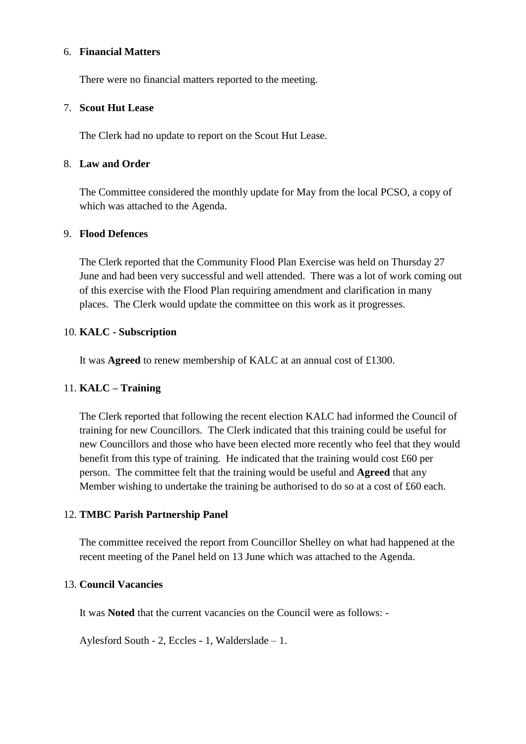6. **Financial Matters**

   There were no financial matters reported to the meeting.

7. **Scout Hut Lease**

   The Clerk had no update to report on the Scout Hut Lease.

8. **Law and Order**

   The Committee considered the monthly update for May from the local PCSO, a copy of which was attached to the Agenda.

9. **Flood Defences**

   The Clerk reported that the Community Flood Plan Exercise was held on Thursday 27 June and had been very successful and well attended. There was a lot of work coming out of this exercise with the Flood Plan requiring amendment and clarification in many places. The Clerk would update the committee on this work as it progresses.

10. **KALC - Subscription**

    It was **Agreed** to renew membership of KALC at an annual cost of £1300.

11. **KALC – Training**

    The Clerk reported that following the recent election KALC had informed the Council of training for new Councillors. The Clerk indicated that this training could be useful for new Councillors and those who have been elected more recently who feel that they would benefit from this type of training. He indicated that the training would cost £60 per person. The committee felt that the training would be useful and **Agreed** that any Member wishing to undertake the training be authorised to do so at a cost of £60 each.

12. **TMBC Parish Partnership Panel**

    The committee received the report from Councillor Shelley on what had happened at the recent meeting of the Panel held on 13 June which was attached to the Agenda.

13. **Council Vacancies**

    It was **Noted** that the current vacancies on the Council were as follows: -

    Aylesford South - 2, Eccles - 1, Walderslade – 1.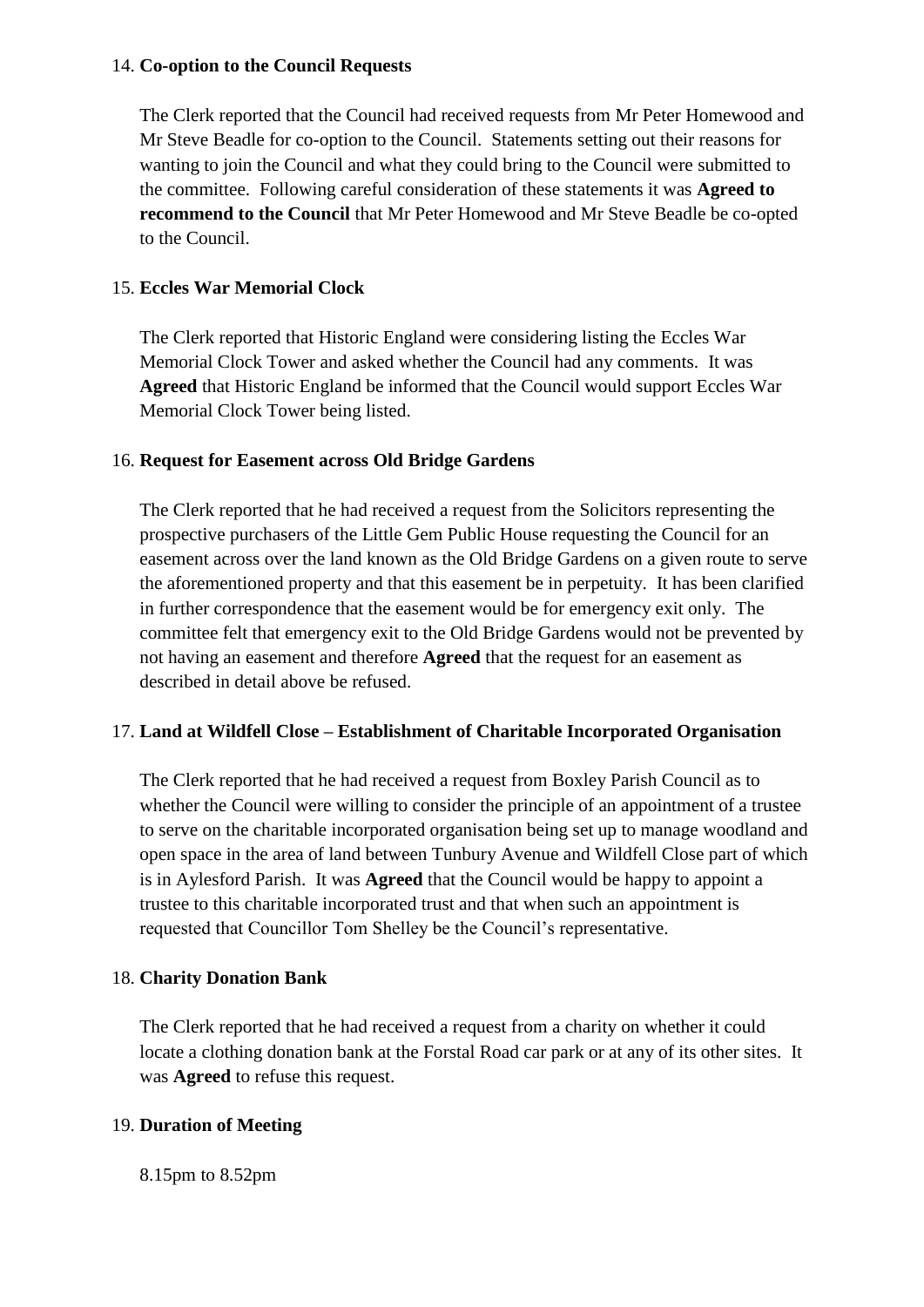14. **Co-option to the Council Requests**

 The Clerk reported that the Council had received requests from Mr Peter Homewood and Mr Steve Beadle for co-option to the Council. Statements setting out their reasons for wanting to join the Council and what they could bring to the Council were submitted to the committee. Following careful consideration of these statements it was **Agreed to recommend to the Council** that Mr Peter Homewood and Mr Steve Beadle be co-opted to the Council.

15. **Eccles War Memorial Clock**

 The Clerk reported that Historic England were considering listing the Eccles War Memorial Clock Tower and asked whether the Council had any comments. It was **Agreed** that Historic England be informed that the Council would support Eccles War Memorial Clock Tower being listed.

16. **Request for Easement across Old Bridge Gardens**

 The Clerk reported that he had received a request from the Solicitors representing the prospective purchasers of the Little Gem Public House requesting the Council for an easement across over the land known as the Old Bridge Gardens on a given route to serve the aforementioned property and that this easement be in perpetuity. It has been clarified in further correspondence that the easement would be for emergency exit only. The committee felt that emergency exit to the Old Bridge Gardens would not be prevented by not having an easement and therefore **Agreed** that the request for an easement as described in detail above be refused.

17. **Land at Wildfell Close – Establishment of Charitable Incorporated Organisation**

 The Clerk reported that he had received a request from Boxley Parish Council as to whether the Council were willing to consider the principle of an appointment of a trustee to serve on the charitable incorporated organisation being set up to manage woodland and open space in the area of land between Tunbury Avenue and Wildfell Close part of which is in Aylesford Parish. It was **Agreed** that the Council would be happy to appoint a trustee to this charitable incorporated trust and that when such an appointment is requested that Councillor Tom Shelley be the Council's representative.

18. **Charity Donation Bank**

 The Clerk reported that he had received a request from a charity on whether it could locate a clothing donation bank at the Forstal Road car park or at any of its other sites. It was **Agreed** to refuse this request.

19. **Duration of Meeting**

 8.15pm to 8.52pm